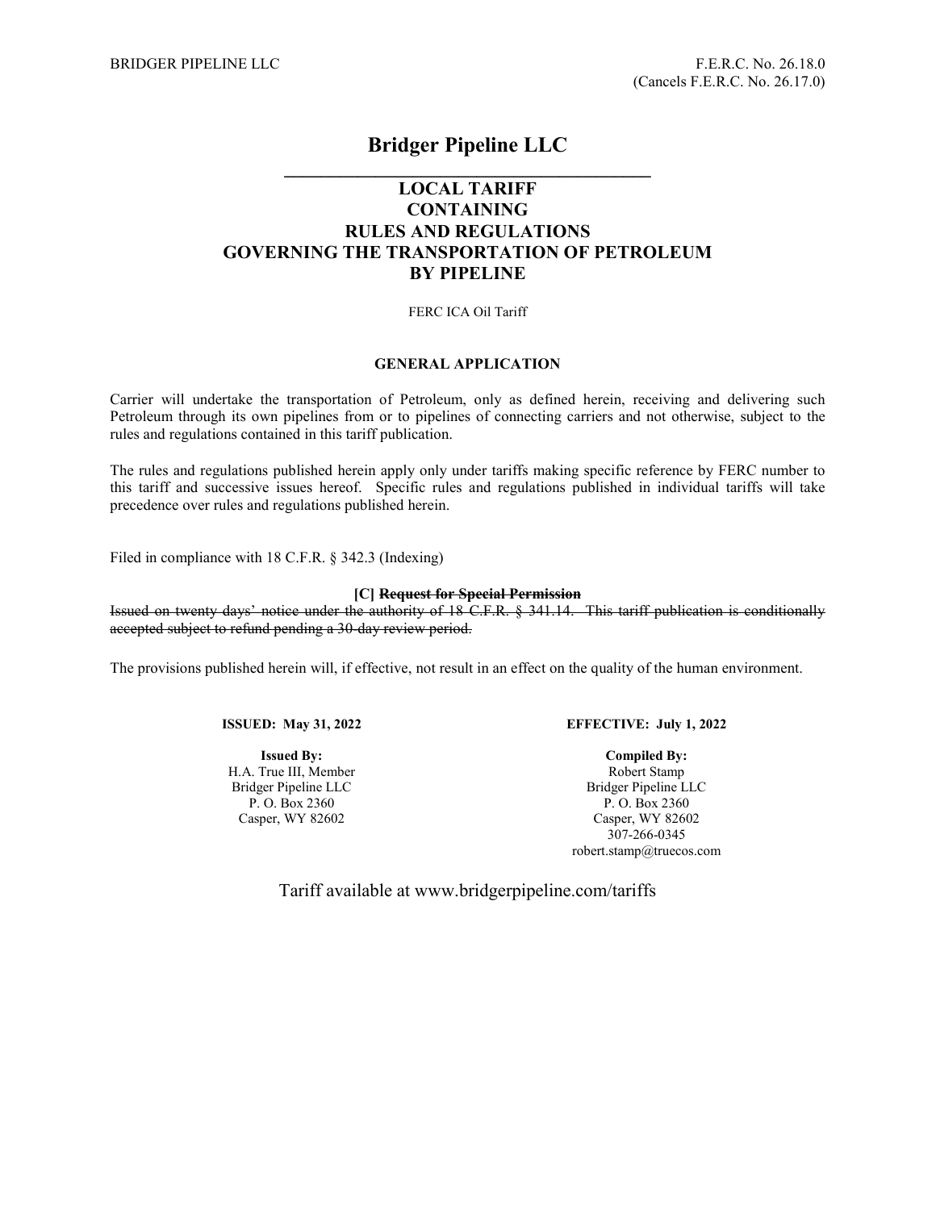BRIDGER PIPELINE LLC

F.E.R.C. No. 26.18.0
(Cancels F.E.R.C. No. 26.17.0)

# Bridger Pipeline LLC

## LOCAL TARIFF
## CONTAINING
## RULES AND REGULATIONS
## GOVERNING THE TRANSPORTATION OF PETROLEUM
## BY PIPELINE

FERC ICA Oil Tariff

**GENERAL APPLICATION**

Carrier will undertake the transportation of Petroleum, only as defined herein, receiving and delivering such Petroleum through its own pipelines from or to pipelines of connecting carriers and not otherwise, subject to the rules and regulations contained in this tariff publication.

The rules and regulations published herein apply only under tariffs making specific reference by FERC number to this tariff and successive issues hereof. Specific rules and regulations published in individual tariffs will take precedence over rules and regulations published herein.

Filed in compliance with 18 C.F.R. § 342.3 (Indexing)

**[C] ~~Request for Special Permission~~**

~~Issued on twenty days' notice under the authority of 18 C.F.R. § 341.14. This tariff publication is conditionally accepted subject to refund pending a 30-day review period.~~

The provisions published herein will, if effective, not result in an effect on the quality of the human environment.

**ISSUED: May 31, 2022**

**EFFECTIVE: July 1, 2022**

**Issued By:**
H.A. True III, Member
Bridger Pipeline LLC
P. O. Box 2360
Casper, WY 82602

**Compiled By:**
Robert Stamp
Bridger Pipeline LLC
P. O. Box 2360
Casper, WY 82602
307-266-0345
robert.stamp@truecos.com

Tariff available at www.bridgerpipeline.com/tariffs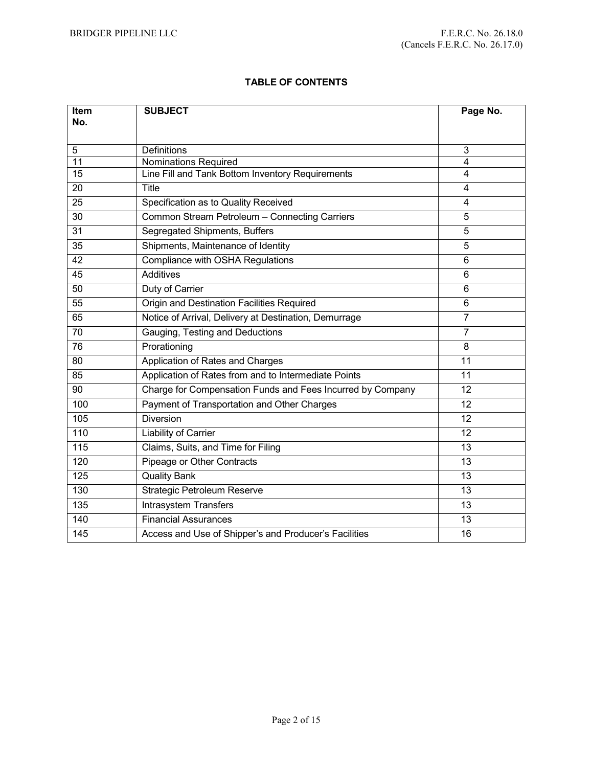BRIDGER PIPELINE LLC

F.E.R.C. No. 26.18.0
(Cancels F.E.R.C. No. 26.17.0)

## TABLE OF CONTENTS

| Item No. | SUBJECT | Page No. |
|---|---|---|
| 5 | Definitions | 3 |
| 11 | Nominations Required | 4 |
| 15 | Line Fill and Tank Bottom Inventory Requirements | 4 |
| 20 | Title | 4 |
| 25 | Specification as to Quality Received | 4 |
| 30 | Common Stream Petroleum – Connecting Carriers | 5 |
| 31 | Segregated Shipments, Buffers | 5 |
| 35 | Shipments, Maintenance of Identity | 5 |
| 42 | Compliance with OSHA Regulations | 6 |
| 45 | Additives | 6 |
| 50 | Duty of Carrier | 6 |
| 55 | Origin and Destination Facilities Required | 6 |
| 65 | Notice of Arrival, Delivery at Destination, Demurrage | 7 |
| 70 | Gauging, Testing and Deductions | 7 |
| 76 | Prorationing | 8 |
| 80 | Application of Rates and Charges | 11 |
| 85 | Application of Rates from and to Intermediate Points | 11 |
| 90 | Charge for Compensation Funds and Fees Incurred by Company | 12 |
| 100 | Payment of Transportation and Other Charges | 12 |
| 105 | Diversion | 12 |
| 110 | Liability of Carrier | 12 |
| 115 | Claims, Suits, and Time for Filing | 13 |
| 120 | Pipeage or Other Contracts | 13 |
| 125 | Quality Bank | 13 |
| 130 | Strategic Petroleum Reserve | 13 |
| 135 | Intrasystem Transfers | 13 |
| 140 | Financial Assurances | 13 |
| 145 | Access and Use of Shipper's and Producer's Facilities | 16 |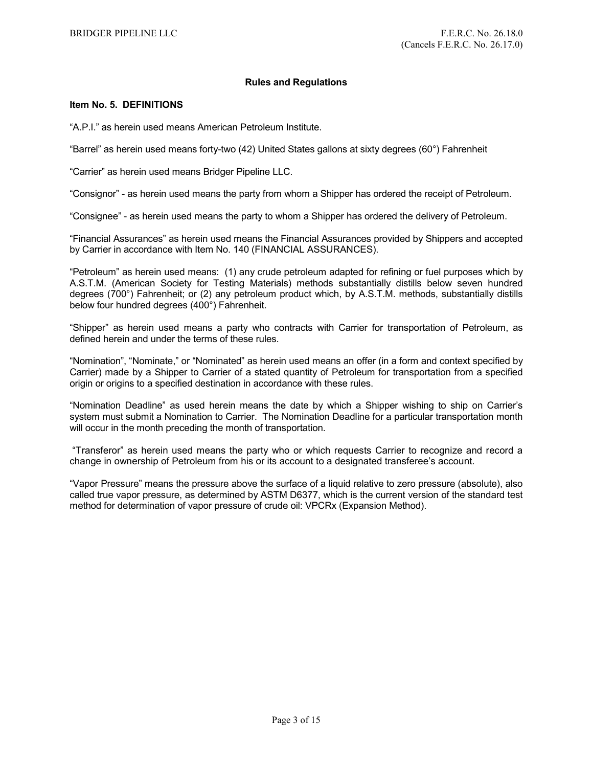## Rules and Regulations

### Item No. 5. DEFINITIONS

"A.P.I." as herein used means American Petroleum Institute.

"Barrel" as herein used means forty-two (42) United States gallons at sixty degrees (60°) Fahrenheit

"Carrier" as herein used means Bridger Pipeline LLC.

"Consignor" - as herein used means the party from whom a Shipper has ordered the receipt of Petroleum.

"Consignee" - as herein used means the party to whom a Shipper has ordered the delivery of Petroleum.

"Financial Assurances" as herein used means the Financial Assurances provided by Shippers and accepted by Carrier in accordance with Item No. 140 (FINANCIAL ASSURANCES).

"Petroleum" as herein used means: (1) any crude petroleum adapted for refining or fuel purposes which by A.S.T.M. (American Society for Testing Materials) methods substantially distills below seven hundred degrees (700°) Fahrenheit; or (2) any petroleum product which, by A.S.T.M. methods, substantially distills below four hundred degrees (400°) Fahrenheit.

"Shipper" as herein used means a party who contracts with Carrier for transportation of Petroleum, as defined herein and under the terms of these rules.

"Nomination", "Nominate," or "Nominated" as herein used means an offer (in a form and context specified by Carrier) made by a Shipper to Carrier of a stated quantity of Petroleum for transportation from a specified origin or origins to a specified destination in accordance with these rules.

"Nomination Deadline" as used herein means the date by which a Shipper wishing to ship on Carrier's system must submit a Nomination to Carrier. The Nomination Deadline for a particular transportation month will occur in the month preceding the month of transportation.

"Transferor" as herein used means the party who or which requests Carrier to recognize and record a change in ownership of Petroleum from his or its account to a designated transferee's account.

"Vapor Pressure" means the pressure above the surface of a liquid relative to zero pressure (absolute), also called true vapor pressure, as determined by ASTM D6377, which is the current version of the standard test method for determination of vapor pressure of crude oil: VPCRx (Expansion Method).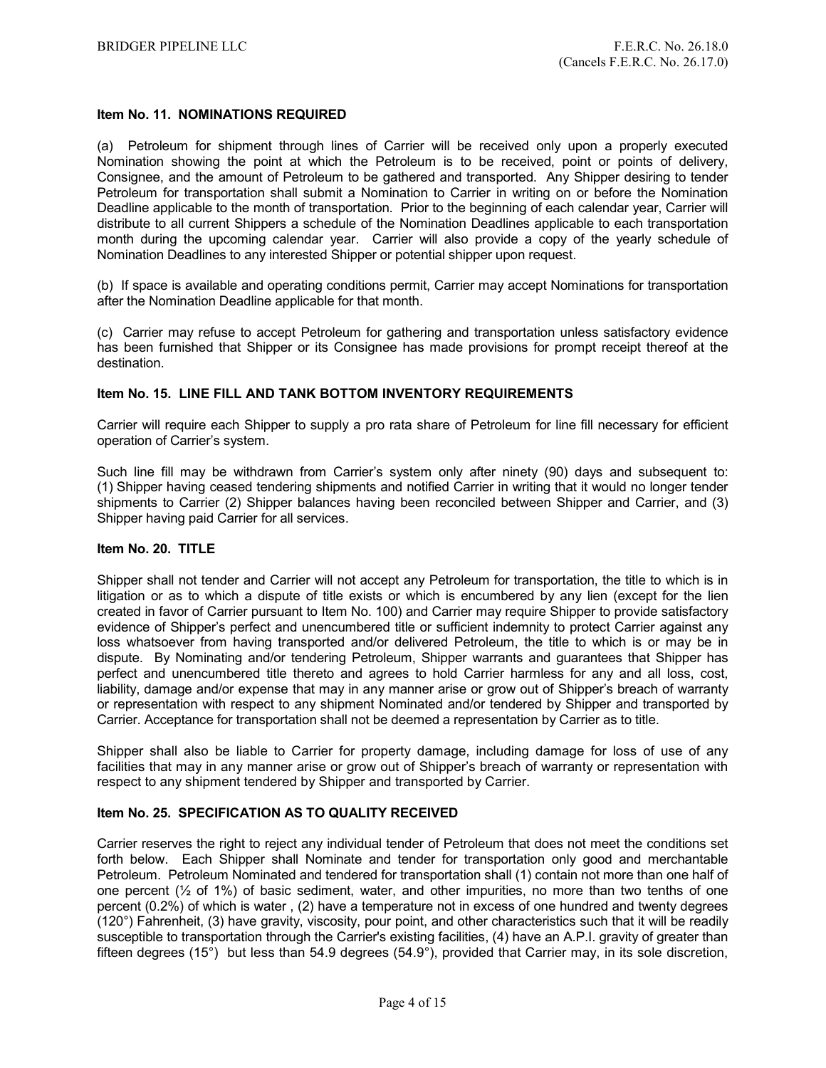### Item No. 11. NOMINATIONS REQUIRED

(a) Petroleum for shipment through lines of Carrier will be received only upon a properly executed Nomination showing the point at which the Petroleum is to be received, point or points of delivery, Consignee, and the amount of Petroleum to be gathered and transported. Any Shipper desiring to tender Petroleum for transportation shall submit a Nomination to Carrier in writing on or before the Nomination Deadline applicable to the month of transportation. Prior to the beginning of each calendar year, Carrier will distribute to all current Shippers a schedule of the Nomination Deadlines applicable to each transportation month during the upcoming calendar year. Carrier will also provide a copy of the yearly schedule of Nomination Deadlines to any interested Shipper or potential shipper upon request.

(b) If space is available and operating conditions permit, Carrier may accept Nominations for transportation after the Nomination Deadline applicable for that month.

(c) Carrier may refuse to accept Petroleum for gathering and transportation unless satisfactory evidence has been furnished that Shipper or its Consignee has made provisions for prompt receipt thereof at the destination.

### Item No. 15. LINE FILL AND TANK BOTTOM INVENTORY REQUIREMENTS

Carrier will require each Shipper to supply a pro rata share of Petroleum for line fill necessary for efficient operation of Carrier's system.

Such line fill may be withdrawn from Carrier's system only after ninety (90) days and subsequent to: (1) Shipper having ceased tendering shipments and notified Carrier in writing that it would no longer tender shipments to Carrier (2) Shipper balances having been reconciled between Shipper and Carrier, and (3) Shipper having paid Carrier for all services.

### Item No. 20. TITLE

Shipper shall not tender and Carrier will not accept any Petroleum for transportation, the title to which is in litigation or as to which a dispute of title exists or which is encumbered by any lien (except for the lien created in favor of Carrier pursuant to Item No. 100) and Carrier may require Shipper to provide satisfactory evidence of Shipper's perfect and unencumbered title or sufficient indemnity to protect Carrier against any loss whatsoever from having transported and/or delivered Petroleum, the title to which is or may be in dispute. By Nominating and/or tendering Petroleum, Shipper warrants and guarantees that Shipper has perfect and unencumbered title thereto and agrees to hold Carrier harmless for any and all loss, cost, liability, damage and/or expense that may in any manner arise or grow out of Shipper's breach of warranty or representation with respect to any shipment Nominated and/or tendered by Shipper and transported by Carrier. Acceptance for transportation shall not be deemed a representation by Carrier as to title.

Shipper shall also be liable to Carrier for property damage, including damage for loss of use of any facilities that may in any manner arise or grow out of Shipper's breach of warranty or representation with respect to any shipment tendered by Shipper and transported by Carrier.

### Item No. 25. SPECIFICATION AS TO QUALITY RECEIVED

Carrier reserves the right to reject any individual tender of Petroleum that does not meet the conditions set forth below. Each Shipper shall Nominate and tender for transportation only good and merchantable Petroleum. Petroleum Nominated and tendered for transportation shall (1) contain not more than one half of one percent (½ of 1%) of basic sediment, water, and other impurities, no more than two tenths of one percent (0.2%) of which is water , (2) have a temperature not in excess of one hundred and twenty degrees (120°) Fahrenheit, (3) have gravity, viscosity, pour point, and other characteristics such that it will be readily susceptible to transportation through the Carrier's existing facilities, (4) have an A.P.I. gravity of greater than fifteen degrees (15°) but less than 54.9 degrees (54.9°), provided that Carrier may, in its sole discretion,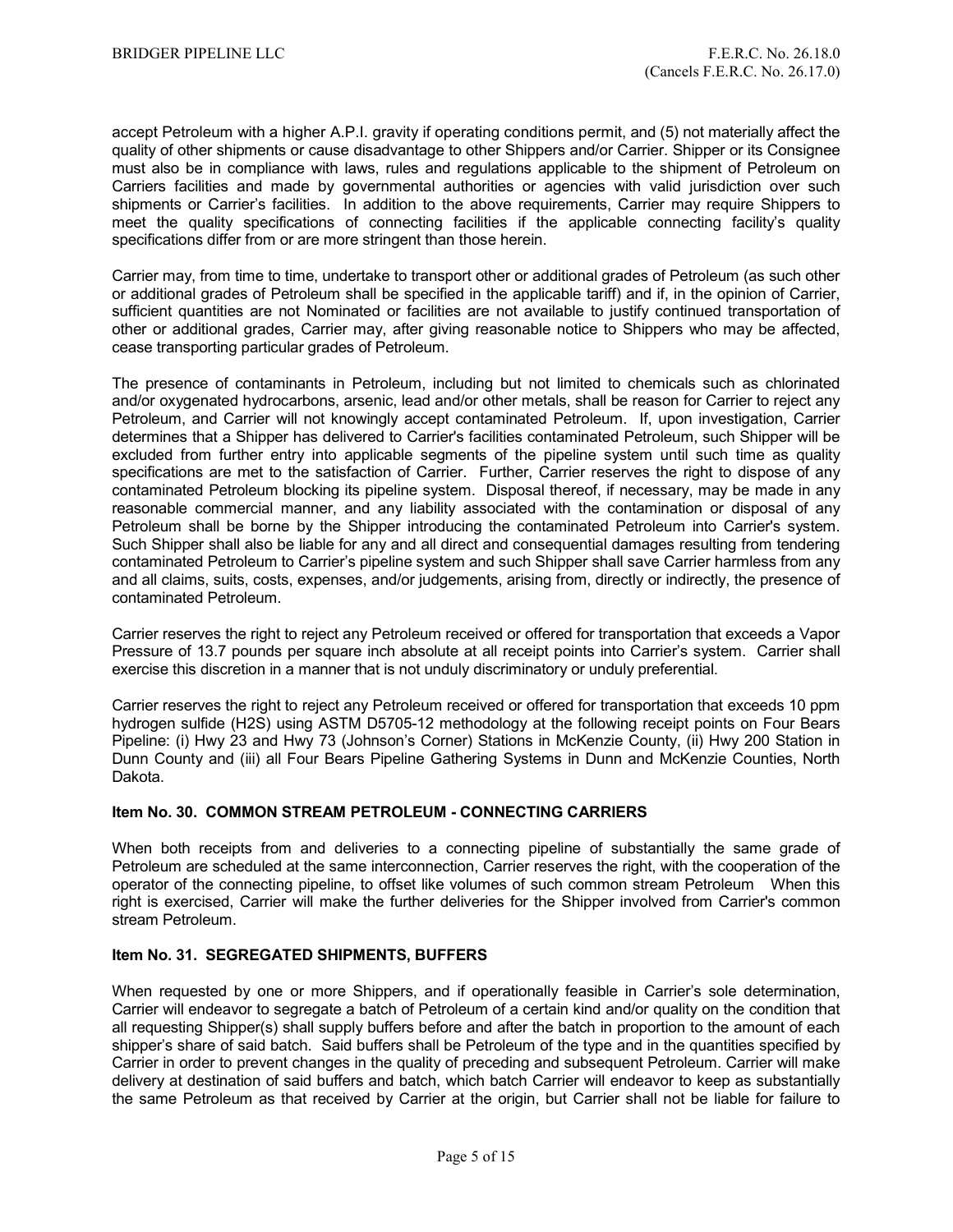accept Petroleum with a higher A.P.I. gravity if operating conditions permit, and (5) not materially affect the quality of other shipments or cause disadvantage to other Shippers and/or Carrier. Shipper or its Consignee must also be in compliance with laws, rules and regulations applicable to the shipment of Petroleum on Carriers facilities and made by governmental authorities or agencies with valid jurisdiction over such shipments or Carrier's facilities. In addition to the above requirements, Carrier may require Shippers to meet the quality specifications of connecting facilities if the applicable connecting facility's quality specifications differ from or are more stringent than those herein.

Carrier may, from time to time, undertake to transport other or additional grades of Petroleum (as such other or additional grades of Petroleum shall be specified in the applicable tariff) and if, in the opinion of Carrier, sufficient quantities are not Nominated or facilities are not available to justify continued transportation of other or additional grades, Carrier may, after giving reasonable notice to Shippers who may be affected, cease transporting particular grades of Petroleum.

The presence of contaminants in Petroleum, including but not limited to chemicals such as chlorinated and/or oxygenated hydrocarbons, arsenic, lead and/or other metals, shall be reason for Carrier to reject any Petroleum, and Carrier will not knowingly accept contaminated Petroleum. If, upon investigation, Carrier determines that a Shipper has delivered to Carrier's facilities contaminated Petroleum, such Shipper will be excluded from further entry into applicable segments of the pipeline system until such time as quality specifications are met to the satisfaction of Carrier. Further, Carrier reserves the right to dispose of any contaminated Petroleum blocking its pipeline system. Disposal thereof, if necessary, may be made in any reasonable commercial manner, and any liability associated with the contamination or disposal of any Petroleum shall be borne by the Shipper introducing the contaminated Petroleum into Carrier's system. Such Shipper shall also be liable for any and all direct and consequential damages resulting from tendering contaminated Petroleum to Carrier's pipeline system and such Shipper shall save Carrier harmless from any and all claims, suits, costs, expenses, and/or judgements, arising from, directly or indirectly, the presence of contaminated Petroleum.

Carrier reserves the right to reject any Petroleum received or offered for transportation that exceeds a Vapor Pressure of 13.7 pounds per square inch absolute at all receipt points into Carrier's system. Carrier shall exercise this discretion in a manner that is not unduly discriminatory or unduly preferential.

Carrier reserves the right to reject any Petroleum received or offered for transportation that exceeds 10 ppm hydrogen sulfide ($H_2S$) using ASTM D5705-12 methodology at the following receipt points on Four Bears Pipeline: (i) Hwy 23 and Hwy 73 (Johnson's Corner) Stations in McKenzie County, (ii) Hwy 200 Station in Dunn County and (iii) all Four Bears Pipeline Gathering Systems in Dunn and McKenzie Counties, North Dakota.

**Item No. 30. COMMON STREAM PETROLEUM - CONNECTING CARRIERS**

When both receipts from and deliveries to a connecting pipeline of substantially the same grade of Petroleum are scheduled at the same interconnection, Carrier reserves the right, with the cooperation of the operator of the connecting pipeline, to offset like volumes of such common stream Petroleum When this right is exercised, Carrier will make the further deliveries for the Shipper involved from Carrier's common stream Petroleum.

**Item No. 31. SEGREGATED SHIPMENTS, BUFFERS**

When requested by one or more Shippers, and if operationally feasible in Carrier's sole determination, Carrier will endeavor to segregate a batch of Petroleum of a certain kind and/or quality on the condition that all requesting Shipper(s) shall supply buffers before and after the batch in proportion to the amount of each shipper's share of said batch. Said buffers shall be Petroleum of the type and in the quantities specified by Carrier in order to prevent changes in the quality of preceding and subsequent Petroleum. Carrier will make delivery at destination of said buffers and batch, which batch Carrier will endeavor to keep as substantially the same Petroleum as that received by Carrier at the origin, but Carrier shall not be liable for failure to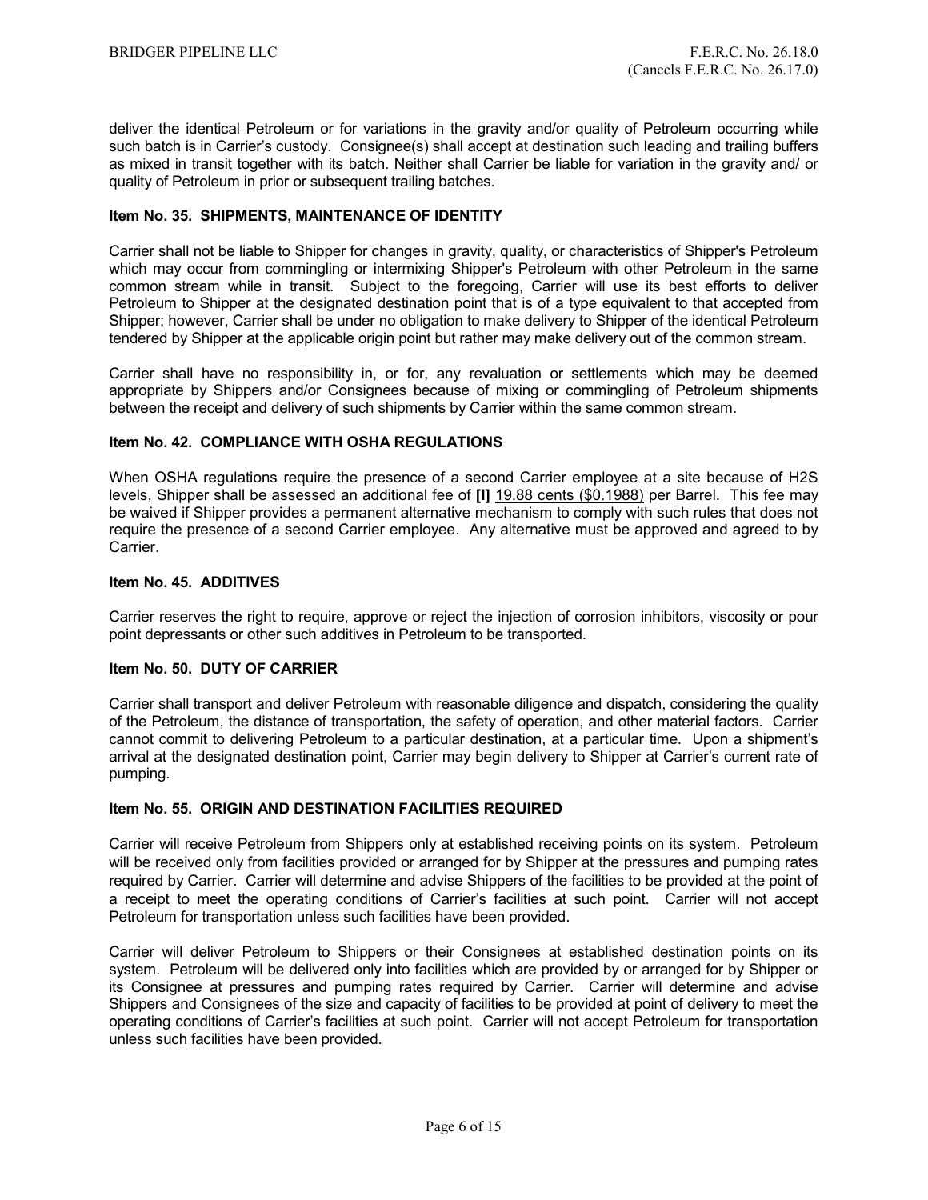deliver the identical Petroleum or for variations in the gravity and/or quality of Petroleum occurring while such batch is in Carrier's custody. Consignee(s) shall accept at destination such leading and trailing buffers as mixed in transit together with its batch. Neither shall Carrier be liable for variation in the gravity and/ or quality of Petroleum in prior or subsequent trailing batches.

### Item No. 35. SHIPMENTS, MAINTENANCE OF IDENTITY

Carrier shall not be liable to Shipper for changes in gravity, quality, or characteristics of Shipper's Petroleum which may occur from commingling or intermixing Shipper's Petroleum with other Petroleum in the same common stream while in transit. Subject to the foregoing, Carrier will use its best efforts to deliver Petroleum to Shipper at the designated destination point that is of a type equivalent to that accepted from Shipper; however, Carrier shall be under no obligation to make delivery to Shipper of the identical Petroleum tendered by Shipper at the applicable origin point but rather may make delivery out of the common stream.

Carrier shall have no responsibility in, or for, any revaluation or settlements which may be deemed appropriate by Shippers and/or Consignees because of mixing or commingling of Petroleum shipments between the receipt and delivery of such shipments by Carrier within the same common stream.

### Item No. 42. COMPLIANCE WITH OSHA REGULATIONS

When OSHA regulations require the presence of a second Carrier employee at a site because of H2S levels, Shipper shall be assessed an additional fee of **[I]** <u>19.88 cents ($0.1988)</u> per Barrel. This fee may be waived if Shipper provides a permanent alternative mechanism to comply with such rules that does not require the presence of a second Carrier employee. Any alternative must be approved and agreed to by Carrier.

### Item No. 45. ADDITIVES

Carrier reserves the right to require, approve or reject the injection of corrosion inhibitors, viscosity or pour point depressants or other such additives in Petroleum to be transported.

### Item No. 50. DUTY OF CARRIER

Carrier shall transport and deliver Petroleum with reasonable diligence and dispatch, considering the quality of the Petroleum, the distance of transportation, the safety of operation, and other material factors. Carrier cannot commit to delivering Petroleum to a particular destination, at a particular time. Upon a shipment's arrival at the designated destination point, Carrier may begin delivery to Shipper at Carrier's current rate of pumping.

### Item No. 55. ORIGIN AND DESTINATION FACILITIES REQUIRED

Carrier will receive Petroleum from Shippers only at established receiving points on its system. Petroleum will be received only from facilities provided or arranged for by Shipper at the pressures and pumping rates required by Carrier. Carrier will determine and advise Shippers of the facilities to be provided at the point of a receipt to meet the operating conditions of Carrier's facilities at such point. Carrier will not accept Petroleum for transportation unless such facilities have been provided.

Carrier will deliver Petroleum to Shippers or their Consignees at established destination points on its system. Petroleum will be delivered only into facilities which are provided by or arranged for by Shipper or its Consignee at pressures and pumping rates required by Carrier. Carrier will determine and advise Shippers and Consignees of the size and capacity of facilities to be provided at point of delivery to meet the operating conditions of Carrier's facilities at such point. Carrier will not accept Petroleum for transportation unless such facilities have been provided.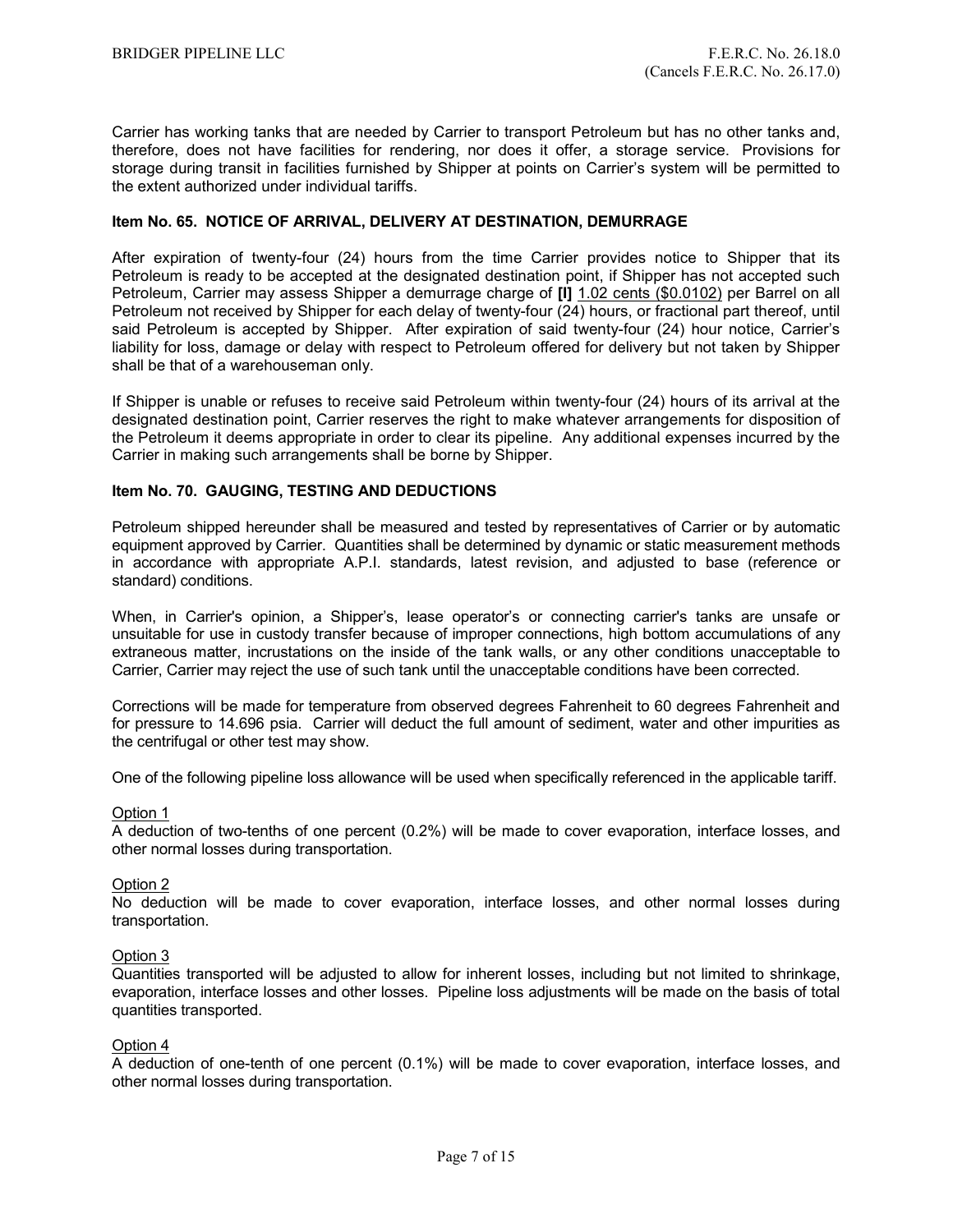Carrier has working tanks that are needed by Carrier to transport Petroleum but has no other tanks and, therefore, does not have facilities for rendering, nor does it offer, a storage service. Provisions for storage during transit in facilities furnished by Shipper at points on Carrier's system will be permitted to the extent authorized under individual tariffs.

**Item No. 65. NOTICE OF ARRIVAL, DELIVERY AT DESTINATION, DEMURRAGE**

After expiration of twenty-four (24) hours from the time Carrier provides notice to Shipper that its Petroleum is ready to be accepted at the designated destination point, if Shipper has not accepted such Petroleum, Carrier may assess Shipper a demurrage charge of **[I]** <u>1.02 cents ($0.0102)</u> per Barrel on all Petroleum not received by Shipper for each delay of twenty-four (24) hours, or fractional part thereof, until said Petroleum is accepted by Shipper. After expiration of said twenty-four (24) hour notice, Carrier's liability for loss, damage or delay with respect to Petroleum offered for delivery but not taken by Shipper shall be that of a warehouseman only.

If Shipper is unable or refuses to receive said Petroleum within twenty-four (24) hours of its arrival at the designated destination point, Carrier reserves the right to make whatever arrangements for disposition of the Petroleum it deems appropriate in order to clear its pipeline. Any additional expenses incurred by the Carrier in making such arrangements shall be borne by Shipper.

**Item No. 70. GAUGING, TESTING AND DEDUCTIONS**

Petroleum shipped hereunder shall be measured and tested by representatives of Carrier or by automatic equipment approved by Carrier. Quantities shall be determined by dynamic or static measurement methods in accordance with appropriate A.P.I. standards, latest revision, and adjusted to base (reference or standard) conditions.

When, in Carrier's opinion, a Shipper's, lease operator's or connecting carrier's tanks are unsafe or unsuitable for use in custody transfer because of improper connections, high bottom accumulations of any extraneous matter, incrustations on the inside of the tank walls, or any other conditions unacceptable to Carrier, Carrier may reject the use of such tank until the unacceptable conditions have been corrected.

Corrections will be made for temperature from observed degrees Fahrenheit to 60 degrees Fahrenheit and for pressure to 14.696 psia. Carrier will deduct the full amount of sediment, water and other impurities as the centrifugal or other test may show.

One of the following pipeline loss allowance will be used when specifically referenced in the applicable tariff.

<u>Option 1</u>
A deduction of two-tenths of one percent (0.2%) will be made to cover evaporation, interface losses, and other normal losses during transportation.

<u>Option 2</u>
No deduction will be made to cover evaporation, interface losses, and other normal losses during transportation.

<u>Option 3</u>
Quantities transported will be adjusted to allow for inherent losses, including but not limited to shrinkage, evaporation, interface losses and other losses. Pipeline loss adjustments will be made on the basis of total quantities transported.

<u>Option 4</u>
A deduction of one-tenth of one percent (0.1%) will be made to cover evaporation, interface losses, and other normal losses during transportation.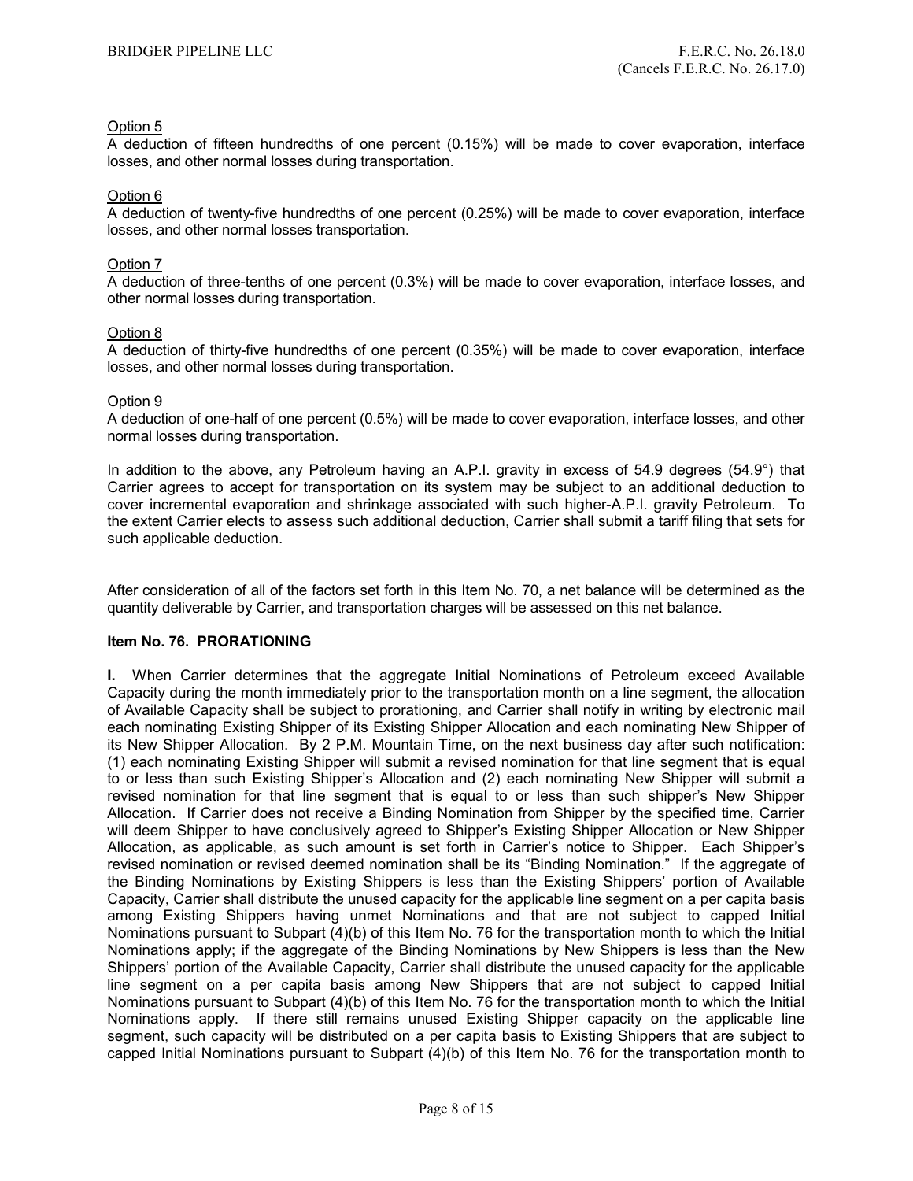Option 5

A deduction of fifteen hundredths of one percent (0.15%) will be made to cover evaporation, interface losses, and other normal losses during transportation.

Option 6

A deduction of twenty-five hundredths of one percent (0.25%) will be made to cover evaporation, interface losses, and other normal losses transportation.

Option 7

A deduction of three-tenths of one percent (0.3%) will be made to cover evaporation, interface losses, and other normal losses during transportation.

Option 8

A deduction of thirty-five hundredths of one percent (0.35%) will be made to cover evaporation, interface losses, and other normal losses during transportation.

Option 9

A deduction of one-half of one percent (0.5%) will be made to cover evaporation, interface losses, and other normal losses during transportation.

In addition to the above, any Petroleum having an A.P.I. gravity in excess of 54.9 degrees (54.9°) that Carrier agrees to accept for transportation on its system may be subject to an additional deduction to cover incremental evaporation and shrinkage associated with such higher-A.P.I. gravity Petroleum. To the extent Carrier elects to assess such additional deduction, Carrier shall submit a tariff filing that sets for such applicable deduction.

After consideration of all of the factors set forth in this Item No. 70, a net balance will be determined as the quantity deliverable by Carrier, and transportation charges will be assessed on this net balance.

**Item No. 76. PRORATIONING**

**I.** When Carrier determines that the aggregate Initial Nominations of Petroleum exceed Available Capacity during the month immediately prior to the transportation month on a line segment, the allocation of Available Capacity shall be subject to prorationing, and Carrier shall notify in writing by electronic mail each nominating Existing Shipper of its Existing Shipper Allocation and each nominating New Shipper of its New Shipper Allocation. By 2 P.M. Mountain Time, on the next business day after such notification: (1) each nominating Existing Shipper will submit a revised nomination for that line segment that is equal to or less than such Existing Shipper's Allocation and (2) each nominating New Shipper will submit a revised nomination for that line segment that is equal to or less than such shipper's New Shipper Allocation. If Carrier does not receive a Binding Nomination from Shipper by the specified time, Carrier will deem Shipper to have conclusively agreed to Shipper's Existing Shipper Allocation or New Shipper Allocation, as applicable, as such amount is set forth in Carrier's notice to Shipper. Each Shipper's revised nomination or revised deemed nomination shall be its "Binding Nomination." If the aggregate of the Binding Nominations by Existing Shippers is less than the Existing Shippers' portion of Available Capacity, Carrier shall distribute the unused capacity for the applicable line segment on a per capita basis among Existing Shippers having unmet Nominations and that are not subject to capped Initial Nominations pursuant to Subpart (4)(b) of this Item No. 76 for the transportation month to which the Initial Nominations apply; if the aggregate of the Binding Nominations by New Shippers is less than the New Shippers' portion of the Available Capacity, Carrier shall distribute the unused capacity for the applicable line segment on a per capita basis among New Shippers that are not subject to capped Initial Nominations pursuant to Subpart (4)(b) of this Item No. 76 for the transportation month to which the Initial Nominations apply. If there still remains unused Existing Shipper capacity on the applicable line segment, such capacity will be distributed on a per capita basis to Existing Shippers that are subject to capped Initial Nominations pursuant to Subpart (4)(b) of this Item No. 76 for the transportation month to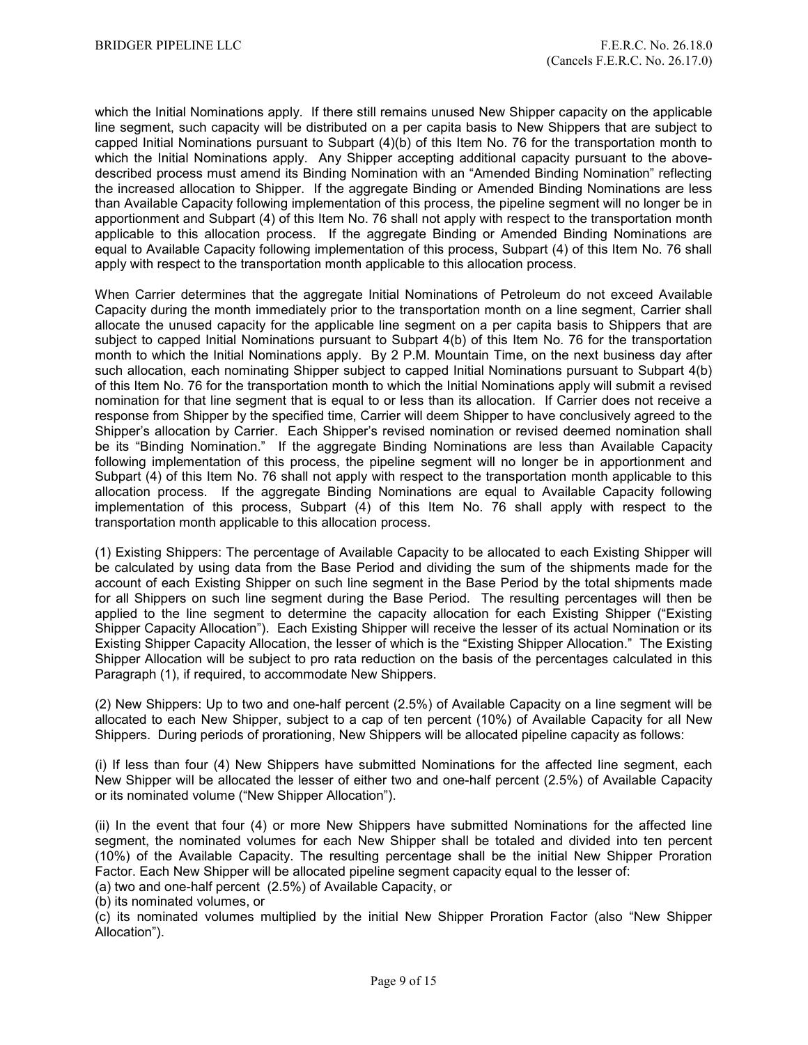which the Initial Nominations apply. If there still remains unused New Shipper capacity on the applicable line segment, such capacity will be distributed on a per capita basis to New Shippers that are subject to capped Initial Nominations pursuant to Subpart (4)(b) of this Item No. 76 for the transportation month to which the Initial Nominations apply. Any Shipper accepting additional capacity pursuant to the above-described process must amend its Binding Nomination with an "Amended Binding Nomination" reflecting the increased allocation to Shipper. If the aggregate Binding or Amended Binding Nominations are less than Available Capacity following implementation of this process, the pipeline segment will no longer be in apportionment and Subpart (4) of this Item No. 76 shall not apply with respect to the transportation month applicable to this allocation process. If the aggregate Binding or Amended Binding Nominations are equal to Available Capacity following implementation of this process, Subpart (4) of this Item No. 76 shall apply with respect to the transportation month applicable to this allocation process.

When Carrier determines that the aggregate Initial Nominations of Petroleum do not exceed Available Capacity during the month immediately prior to the transportation month on a line segment, Carrier shall allocate the unused capacity for the applicable line segment on a per capita basis to Shippers that are subject to capped Initial Nominations pursuant to Subpart 4(b) of this Item No. 76 for the transportation month to which the Initial Nominations apply. By 2 P.M. Mountain Time, on the next business day after such allocation, each nominating Shipper subject to capped Initial Nominations pursuant to Subpart 4(b) of this Item No. 76 for the transportation month to which the Initial Nominations apply will submit a revised nomination for that line segment that is equal to or less than its allocation. If Carrier does not receive a response from Shipper by the specified time, Carrier will deem Shipper to have conclusively agreed to the Shipper's allocation by Carrier. Each Shipper's revised nomination or revised deemed nomination shall be its "Binding Nomination." If the aggregate Binding Nominations are less than Available Capacity following implementation of this process, the pipeline segment will no longer be in apportionment and Subpart (4) of this Item No. 76 shall not apply with respect to the transportation month applicable to this allocation process. If the aggregate Binding Nominations are equal to Available Capacity following implementation of this process, Subpart (4) of this Item No. 76 shall apply with respect to the transportation month applicable to this allocation process.

(1) Existing Shippers: The percentage of Available Capacity to be allocated to each Existing Shipper will be calculated by using data from the Base Period and dividing the sum of the shipments made for the account of each Existing Shipper on such line segment in the Base Period by the total shipments made for all Shippers on such line segment during the Base Period. The resulting percentages will then be applied to the line segment to determine the capacity allocation for each Existing Shipper ("Existing Shipper Capacity Allocation"). Each Existing Shipper will receive the lesser of its actual Nomination or its Existing Shipper Capacity Allocation, the lesser of which is the "Existing Shipper Allocation." The Existing Shipper Allocation will be subject to pro rata reduction on the basis of the percentages calculated in this Paragraph (1), if required, to accommodate New Shippers.

(2) New Shippers: Up to two and one-half percent (2.5%) of Available Capacity on a line segment will be allocated to each New Shipper, subject to a cap of ten percent (10%) of Available Capacity for all New Shippers. During periods of prorationing, New Shippers will be allocated pipeline capacity as follows:

(i) If less than four (4) New Shippers have submitted Nominations for the affected line segment, each New Shipper will be allocated the lesser of either two and one-half percent (2.5%) of Available Capacity or its nominated volume ("New Shipper Allocation").

(ii) In the event that four (4) or more New Shippers have submitted Nominations for the affected line segment, the nominated volumes for each New Shipper shall be totaled and divided into ten percent (10%) of the Available Capacity. The resulting percentage shall be the initial New Shipper Proration Factor. Each New Shipper will be allocated pipeline segment capacity equal to the lesser of:

(a) two and one-half percent (2.5%) of Available Capacity, or

(b) its nominated volumes, or

(c) its nominated volumes multiplied by the initial New Shipper Proration Factor (also "New Shipper Allocation").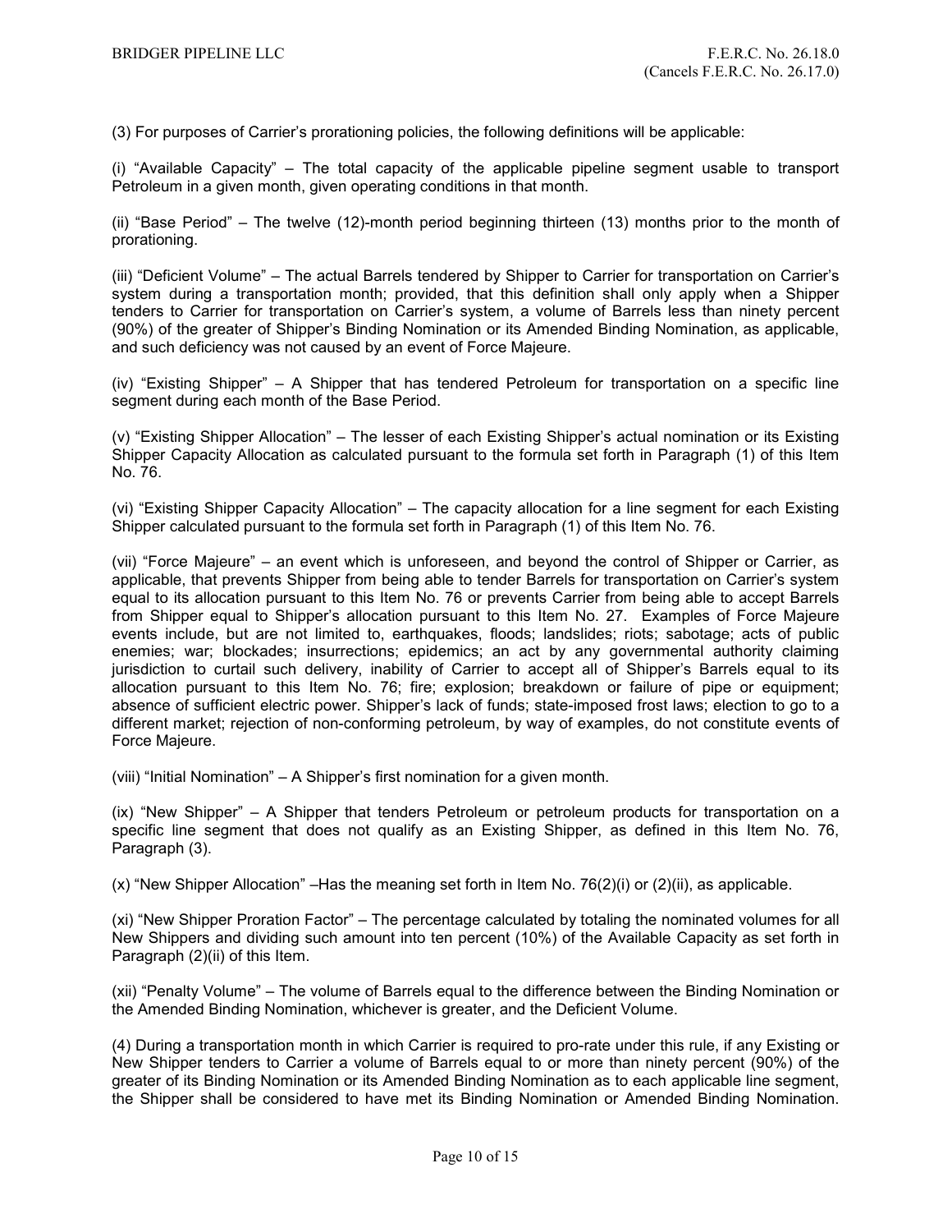(3) For purposes of Carrier's prorationing policies, the following definitions will be applicable:

(i) "Available Capacity" – The total capacity of the applicable pipeline segment usable to transport Petroleum in a given month, given operating conditions in that month.

(ii) "Base Period" – The twelve (12)-month period beginning thirteen (13) months prior to the month of prorationing.

(iii) "Deficient Volume" – The actual Barrels tendered by Shipper to Carrier for transportation on Carrier's system during a transportation month; provided, that this definition shall only apply when a Shipper tenders to Carrier for transportation on Carrier's system, a volume of Barrels less than ninety percent (90%) of the greater of Shipper's Binding Nomination or its Amended Binding Nomination, as applicable, and such deficiency was not caused by an event of Force Majeure.

(iv) "Existing Shipper" – A Shipper that has tendered Petroleum for transportation on a specific line segment during each month of the Base Period.

(v) "Existing Shipper Allocation" – The lesser of each Existing Shipper's actual nomination or its Existing Shipper Capacity Allocation as calculated pursuant to the formula set forth in Paragraph (1) of this Item No. 76.

(vi) "Existing Shipper Capacity Allocation" – The capacity allocation for a line segment for each Existing Shipper calculated pursuant to the formula set forth in Paragraph (1) of this Item No. 76.

(vii) "Force Majeure" – an event which is unforeseen, and beyond the control of Shipper or Carrier, as applicable, that prevents Shipper from being able to tender Barrels for transportation on Carrier's system equal to its allocation pursuant to this Item No. 76 or prevents Carrier from being able to accept Barrels from Shipper equal to Shipper's allocation pursuant to this Item No. 27. Examples of Force Majeure events include, but are not limited to, earthquakes, floods; landslides; riots; sabotage; acts of public enemies; war; blockades; insurrections; epidemics; an act by any governmental authority claiming jurisdiction to curtail such delivery, inability of Carrier to accept all of Shipper's Barrels equal to its allocation pursuant to this Item No. 76; fire; explosion; breakdown or failure of pipe or equipment; absence of sufficient electric power. Shipper's lack of funds; state-imposed frost laws; election to go to a different market; rejection of non-conforming petroleum, by way of examples, do not constitute events of Force Majeure.

(viii) "Initial Nomination" – A Shipper's first nomination for a given month.

(ix) "New Shipper" – A Shipper that tenders Petroleum or petroleum products for transportation on a specific line segment that does not qualify as an Existing Shipper, as defined in this Item No. 76, Paragraph (3).

(x) "New Shipper Allocation" –Has the meaning set forth in Item No. 76(2)(i) or (2)(ii), as applicable.

(xi) "New Shipper Proration Factor" – The percentage calculated by totaling the nominated volumes for all New Shippers and dividing such amount into ten percent (10%) of the Available Capacity as set forth in Paragraph (2)(ii) of this Item.

(xii) "Penalty Volume" – The volume of Barrels equal to the difference between the Binding Nomination or the Amended Binding Nomination, whichever is greater, and the Deficient Volume.

(4) During a transportation month in which Carrier is required to pro-rate under this rule, if any Existing or New Shipper tenders to Carrier a volume of Barrels equal to or more than ninety percent (90%) of the greater of its Binding Nomination or its Amended Binding Nomination as to each applicable line segment, the Shipper shall be considered to have met its Binding Nomination or Amended Binding Nomination.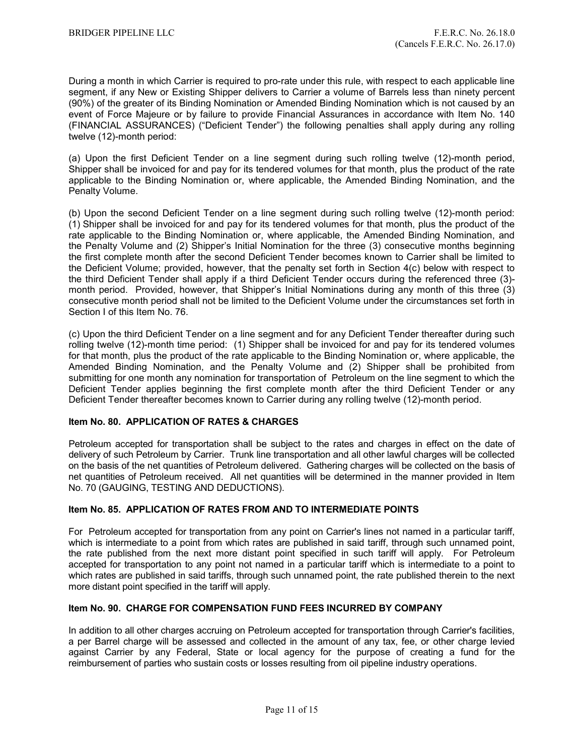During a month in which Carrier is required to pro-rate under this rule, with respect to each applicable line segment, if any New or Existing Shipper delivers to Carrier a volume of Barrels less than ninety percent (90%) of the greater of its Binding Nomination or Amended Binding Nomination which is not caused by an event of Force Majeure or by failure to provide Financial Assurances in accordance with Item No. 140 (FINANCIAL ASSURANCES) ("Deficient Tender") the following penalties shall apply during any rolling twelve (12)-month period:

(a) Upon the first Deficient Tender on a line segment during such rolling twelve (12)-month period, Shipper shall be invoiced for and pay for its tendered volumes for that month, plus the product of the rate applicable to the Binding Nomination or, where applicable, the Amended Binding Nomination, and the Penalty Volume.

(b) Upon the second Deficient Tender on a line segment during such rolling twelve (12)-month period: (1) Shipper shall be invoiced for and pay for its tendered volumes for that month, plus the product of the rate applicable to the Binding Nomination or, where applicable, the Amended Binding Nomination, and the Penalty Volume and (2) Shipper's Initial Nomination for the three (3) consecutive months beginning the first complete month after the second Deficient Tender becomes known to Carrier shall be limited to the Deficient Volume; provided, however, that the penalty set forth in Section 4(c) below with respect to the third Deficient Tender shall apply if a third Deficient Tender occurs during the referenced three (3)-month period. Provided, however, that Shipper's Initial Nominations during any month of this three (3) consecutive month period shall not be limited to the Deficient Volume under the circumstances set forth in Section I of this Item No. 76.

(c) Upon the third Deficient Tender on a line segment and for any Deficient Tender thereafter during such rolling twelve (12)-month time period: (1) Shipper shall be invoiced for and pay for its tendered volumes for that month, plus the product of the rate applicable to the Binding Nomination or, where applicable, the Amended Binding Nomination, and the Penalty Volume and (2) Shipper shall be prohibited from submitting for one month any nomination for transportation of Petroleum on the line segment to which the Deficient Tender applies beginning the first complete month after the third Deficient Tender or any Deficient Tender thereafter becomes known to Carrier during any rolling twelve (12)-month period.

### Item No. 80. APPLICATION OF RATES & CHARGES

Petroleum accepted for transportation shall be subject to the rates and charges in effect on the date of delivery of such Petroleum by Carrier. Trunk line transportation and all other lawful charges will be collected on the basis of the net quantities of Petroleum delivered. Gathering charges will be collected on the basis of net quantities of Petroleum received. All net quantities will be determined in the manner provided in Item No. 70 (GAUGING, TESTING AND DEDUCTIONS).

### Item No. 85. APPLICATION OF RATES FROM AND TO INTERMEDIATE POINTS

For Petroleum accepted for transportation from any point on Carrier's lines not named in a particular tariff, which is intermediate to a point from which rates are published in said tariff, through such unnamed point, the rate published from the next more distant point specified in such tariff will apply. For Petroleum accepted for transportation to any point not named in a particular tariff which is intermediate to a point to which rates are published in said tariffs, through such unnamed point, the rate published therein to the next more distant point specified in the tariff will apply.

### Item No. 90. CHARGE FOR COMPENSATION FUND FEES INCURRED BY COMPANY

In addition to all other charges accruing on Petroleum accepted for transportation through Carrier's facilities, a per Barrel charge will be assessed and collected in the amount of any tax, fee, or other charge levied against Carrier by any Federal, State or local agency for the purpose of creating a fund for the reimbursement of parties who sustain costs or losses resulting from oil pipeline industry operations.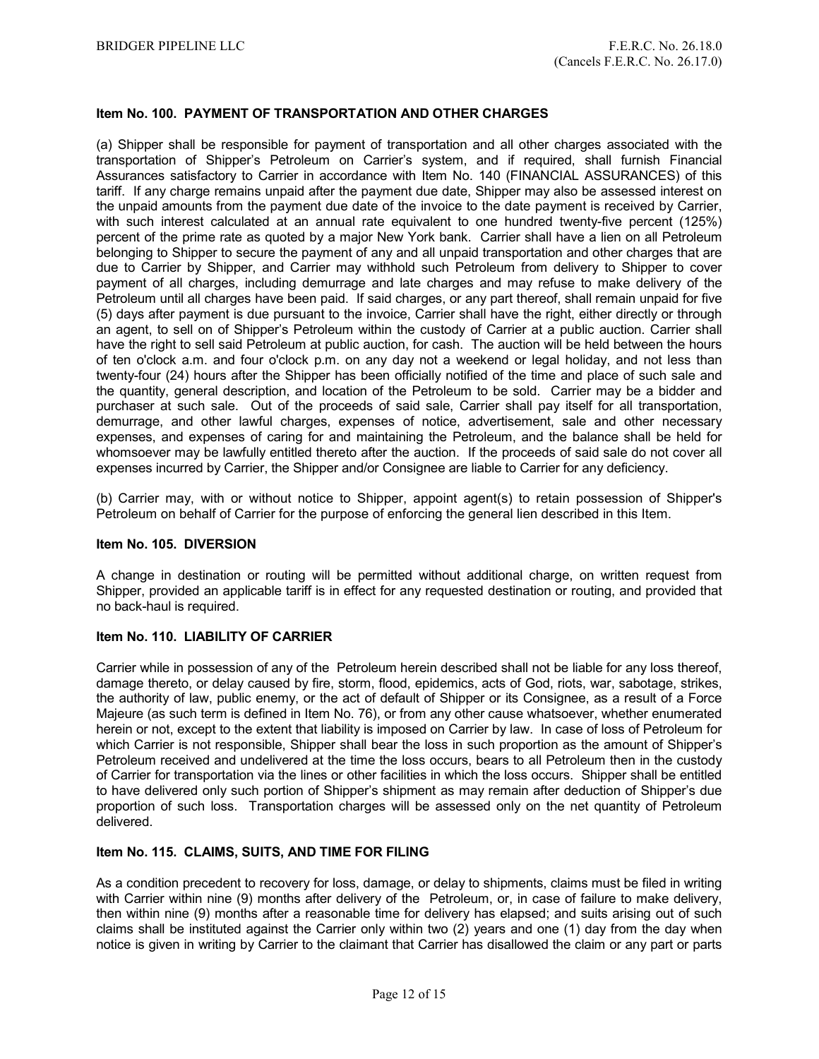### Item No. 100. PAYMENT OF TRANSPORTATION AND OTHER CHARGES

(a) Shipper shall be responsible for payment of transportation and all other charges associated with the transportation of Shipper's Petroleum on Carrier's system, and if required, shall furnish Financial Assurances satisfactory to Carrier in accordance with Item No. 140 (FINANCIAL ASSURANCES) of this tariff. If any charge remains unpaid after the payment due date, Shipper may also be assessed interest on the unpaid amounts from the payment due date of the invoice to the date payment is received by Carrier, with such interest calculated at an annual rate equivalent to one hundred twenty-five percent (125%) percent of the prime rate as quoted by a major New York bank. Carrier shall have a lien on all Petroleum belonging to Shipper to secure the payment of any and all unpaid transportation and other charges that are due to Carrier by Shipper, and Carrier may withhold such Petroleum from delivery to Shipper to cover payment of all charges, including demurrage and late charges and may refuse to make delivery of the Petroleum until all charges have been paid. If said charges, or any part thereof, shall remain unpaid for five (5) days after payment is due pursuant to the invoice, Carrier shall have the right, either directly or through an agent, to sell on of Shipper's Petroleum within the custody of Carrier at a public auction. Carrier shall have the right to sell said Petroleum at public auction, for cash. The auction will be held between the hours of ten o'clock a.m. and four o'clock p.m. on any day not a weekend or legal holiday, and not less than twenty-four (24) hours after the Shipper has been officially notified of the time and place of such sale and the quantity, general description, and location of the Petroleum to be sold. Carrier may be a bidder and purchaser at such sale. Out of the proceeds of said sale, Carrier shall pay itself for all transportation, demurrage, and other lawful charges, expenses of notice, advertisement, sale and other necessary expenses, and expenses of caring for and maintaining the Petroleum, and the balance shall be held for whomsoever may be lawfully entitled thereto after the auction. If the proceeds of said sale do not cover all expenses incurred by Carrier, the Shipper and/or Consignee are liable to Carrier for any deficiency.

(b) Carrier may, with or without notice to Shipper, appoint agent(s) to retain possession of Shipper's Petroleum on behalf of Carrier for the purpose of enforcing the general lien described in this Item.

### Item No. 105. DIVERSION

A change in destination or routing will be permitted without additional charge, on written request from Shipper, provided an applicable tariff is in effect for any requested destination or routing, and provided that no back-haul is required.

### Item No. 110. LIABILITY OF CARRIER

Carrier while in possession of any of the Petroleum herein described shall not be liable for any loss thereof, damage thereto, or delay caused by fire, storm, flood, epidemics, acts of God, riots, war, sabotage, strikes, the authority of law, public enemy, or the act of default of Shipper or its Consignee, as a result of a Force Majeure (as such term is defined in Item No. 76), or from any other cause whatsoever, whether enumerated herein or not, except to the extent that liability is imposed on Carrier by law. In case of loss of Petroleum for which Carrier is not responsible, Shipper shall bear the loss in such proportion as the amount of Shipper's Petroleum received and undelivered at the time the loss occurs, bears to all Petroleum then in the custody of Carrier for transportation via the lines or other facilities in which the loss occurs. Shipper shall be entitled to have delivered only such portion of Shipper's shipment as may remain after deduction of Shipper's due proportion of such loss. Transportation charges will be assessed only on the net quantity of Petroleum delivered.

### Item No. 115. CLAIMS, SUITS, AND TIME FOR FILING

As a condition precedent to recovery for loss, damage, or delay to shipments, claims must be filed in writing with Carrier within nine (9) months after delivery of the Petroleum, or, in case of failure to make delivery, then within nine (9) months after a reasonable time for delivery has elapsed; and suits arising out of such claims shall be instituted against the Carrier only within two (2) years and one (1) day from the day when notice is given in writing by Carrier to the claimant that Carrier has disallowed the claim or any part or parts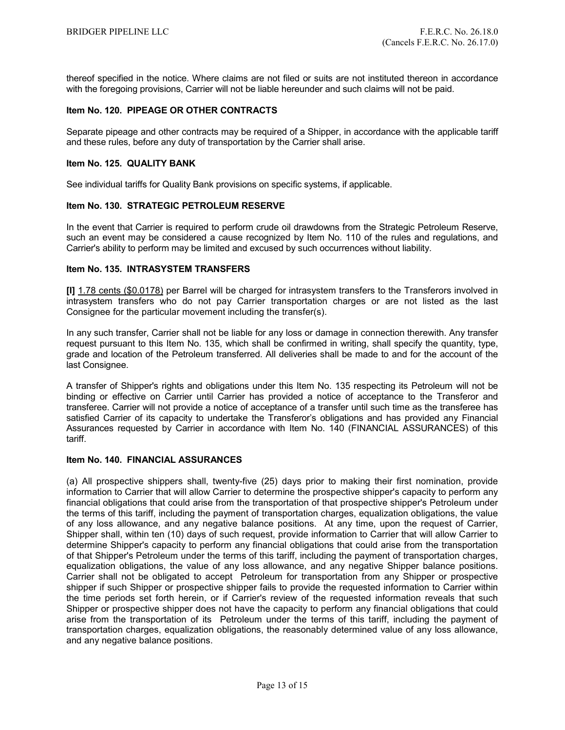thereof specified in the notice. Where claims are not filed or suits are not instituted thereon in accordance with the foregoing provisions, Carrier will not be liable hereunder and such claims will not be paid.

### Item No. 120. PIPEAGE OR OTHER CONTRACTS

Separate pipeage and other contracts may be required of a Shipper, in accordance with the applicable tariff and these rules, before any duty of transportation by the Carrier shall arise.

### Item No. 125. QUALITY BANK

See individual tariffs for Quality Bank provisions on specific systems, if applicable.

### Item No. 130. STRATEGIC PETROLEUM RESERVE

In the event that Carrier is required to perform crude oil drawdowns from the Strategic Petroleum Reserve, such an event may be considered a cause recognized by Item No. 110 of the rules and regulations, and Carrier's ability to perform may be limited and excused by such occurrences without liability.

### Item No. 135. INTRASYSTEM TRANSFERS

**[I]** 1.78 cents ($0.0178) per Barrel will be charged for intrasystem transfers to the Transferors involved in intrasystem transfers who do not pay Carrier transportation charges or are not listed as the last Consignee for the particular movement including the transfer(s).

In any such transfer, Carrier shall not be liable for any loss or damage in connection therewith. Any transfer request pursuant to this Item No. 135, which shall be confirmed in writing, shall specify the quantity, type, grade and location of the Petroleum transferred. All deliveries shall be made to and for the account of the last Consignee.

A transfer of Shipper's rights and obligations under this Item No. 135 respecting its Petroleum will not be binding or effective on Carrier until Carrier has provided a notice of acceptance to the Transferor and transferee. Carrier will not provide a notice of acceptance of a transfer until such time as the transferee has satisfied Carrier of its capacity to undertake the Transferor's obligations and has provided any Financial Assurances requested by Carrier in accordance with Item No. 140 (FINANCIAL ASSURANCES) of this tariff.

### Item No. 140. FINANCIAL ASSURANCES

(a) All prospective shippers shall, twenty-five (25) days prior to making their first nomination, provide information to Carrier that will allow Carrier to determine the prospective shipper's capacity to perform any financial obligations that could arise from the transportation of that prospective shipper's Petroleum under the terms of this tariff, including the payment of transportation charges, equalization obligations, the value of any loss allowance, and any negative balance positions. At any time, upon the request of Carrier, Shipper shall, within ten (10) days of such request, provide information to Carrier that will allow Carrier to determine Shipper's capacity to perform any financial obligations that could arise from the transportation of that Shipper's Petroleum under the terms of this tariff, including the payment of transportation charges, equalization obligations, the value of any loss allowance, and any negative Shipper balance positions. Carrier shall not be obligated to accept Petroleum for transportation from any Shipper or prospective shipper if such Shipper or prospective shipper fails to provide the requested information to Carrier within the time periods set forth herein, or if Carrier's review of the requested information reveals that such Shipper or prospective shipper does not have the capacity to perform any financial obligations that could arise from the transportation of its Petroleum under the terms of this tariff, including the payment of transportation charges, equalization obligations, the reasonably determined value of any loss allowance, and any negative balance positions.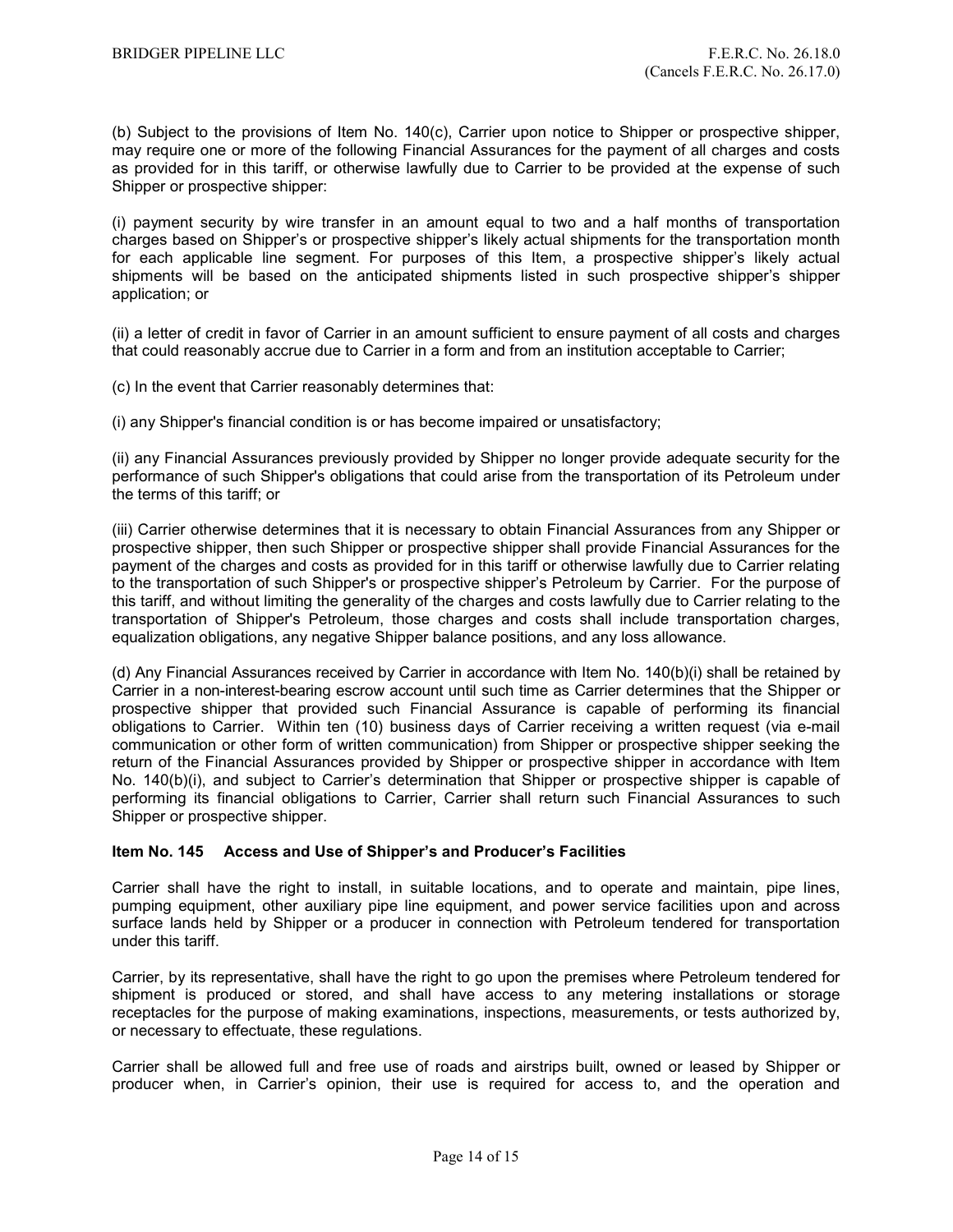(b) Subject to the provisions of Item No. 140(c), Carrier upon notice to Shipper or prospective shipper, may require one or more of the following Financial Assurances for the payment of all charges and costs as provided for in this tariff, or otherwise lawfully due to Carrier to be provided at the expense of such Shipper or prospective shipper:

(i) payment security by wire transfer in an amount equal to two and a half months of transportation charges based on Shipper's or prospective shipper's likely actual shipments for the transportation month for each applicable line segment. For purposes of this Item, a prospective shipper's likely actual shipments will be based on the anticipated shipments listed in such prospective shipper's shipper application; or

(ii) a letter of credit in favor of Carrier in an amount sufficient to ensure payment of all costs and charges that could reasonably accrue due to Carrier in a form and from an institution acceptable to Carrier;

(c) In the event that Carrier reasonably determines that:

(i) any Shipper's financial condition is or has become impaired or unsatisfactory;

(ii) any Financial Assurances previously provided by Shipper no longer provide adequate security for the performance of such Shipper's obligations that could arise from the transportation of its Petroleum under the terms of this tariff; or

(iii) Carrier otherwise determines that it is necessary to obtain Financial Assurances from any Shipper or prospective shipper, then such Shipper or prospective shipper shall provide Financial Assurances for the payment of the charges and costs as provided for in this tariff or otherwise lawfully due to Carrier relating to the transportation of such Shipper's or prospective shipper's Petroleum by Carrier. For the purpose of this tariff, and without limiting the generality of the charges and costs lawfully due to Carrier relating to the transportation of Shipper's Petroleum, those charges and costs shall include transportation charges, equalization obligations, any negative Shipper balance positions, and any loss allowance.

(d) Any Financial Assurances received by Carrier in accordance with Item No. 140(b)(i) shall be retained by Carrier in a non-interest-bearing escrow account until such time as Carrier determines that the Shipper or prospective shipper that provided such Financial Assurance is capable of performing its financial obligations to Carrier. Within ten (10) business days of Carrier receiving a written request (via e-mail communication or other form of written communication) from Shipper or prospective shipper seeking the return of the Financial Assurances provided by Shipper or prospective shipper in accordance with Item No. 140(b)(i), and subject to Carrier's determination that Shipper or prospective shipper is capable of performing its financial obligations to Carrier, Carrier shall return such Financial Assurances to such Shipper or prospective shipper.

**Item No. 145 Access and Use of Shipper's and Producer's Facilities**

Carrier shall have the right to install, in suitable locations, and to operate and maintain, pipe lines, pumping equipment, other auxiliary pipe line equipment, and power service facilities upon and across surface lands held by Shipper or a producer in connection with Petroleum tendered for transportation under this tariff.

Carrier, by its representative, shall have the right to go upon the premises where Petroleum tendered for shipment is produced or stored, and shall have access to any metering installations or storage receptacles for the purpose of making examinations, inspections, measurements, or tests authorized by, or necessary to effectuate, these regulations.

Carrier shall be allowed full and free use of roads and airstrips built, owned or leased by Shipper or producer when, in Carrier's opinion, their use is required for access to, and the operation and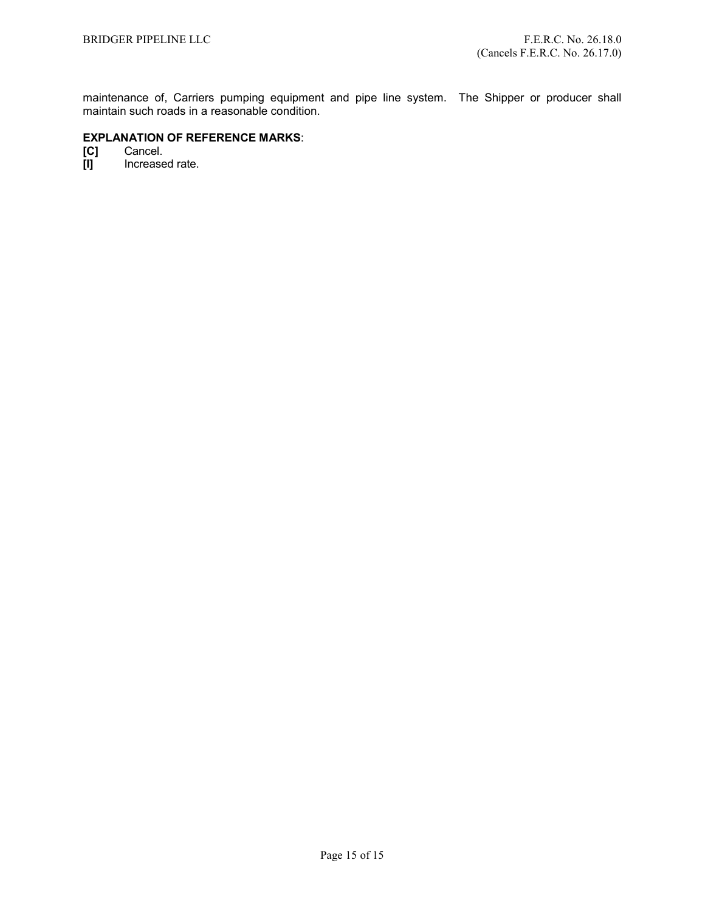maintenance of, Carriers pumping equipment and pipe line system. The Shipper or producer shall maintain such roads in a reasonable condition.

**EXPLANATION OF REFERENCE MARKS**:

**[C]** Cancel.
**[I]** Increased rate.